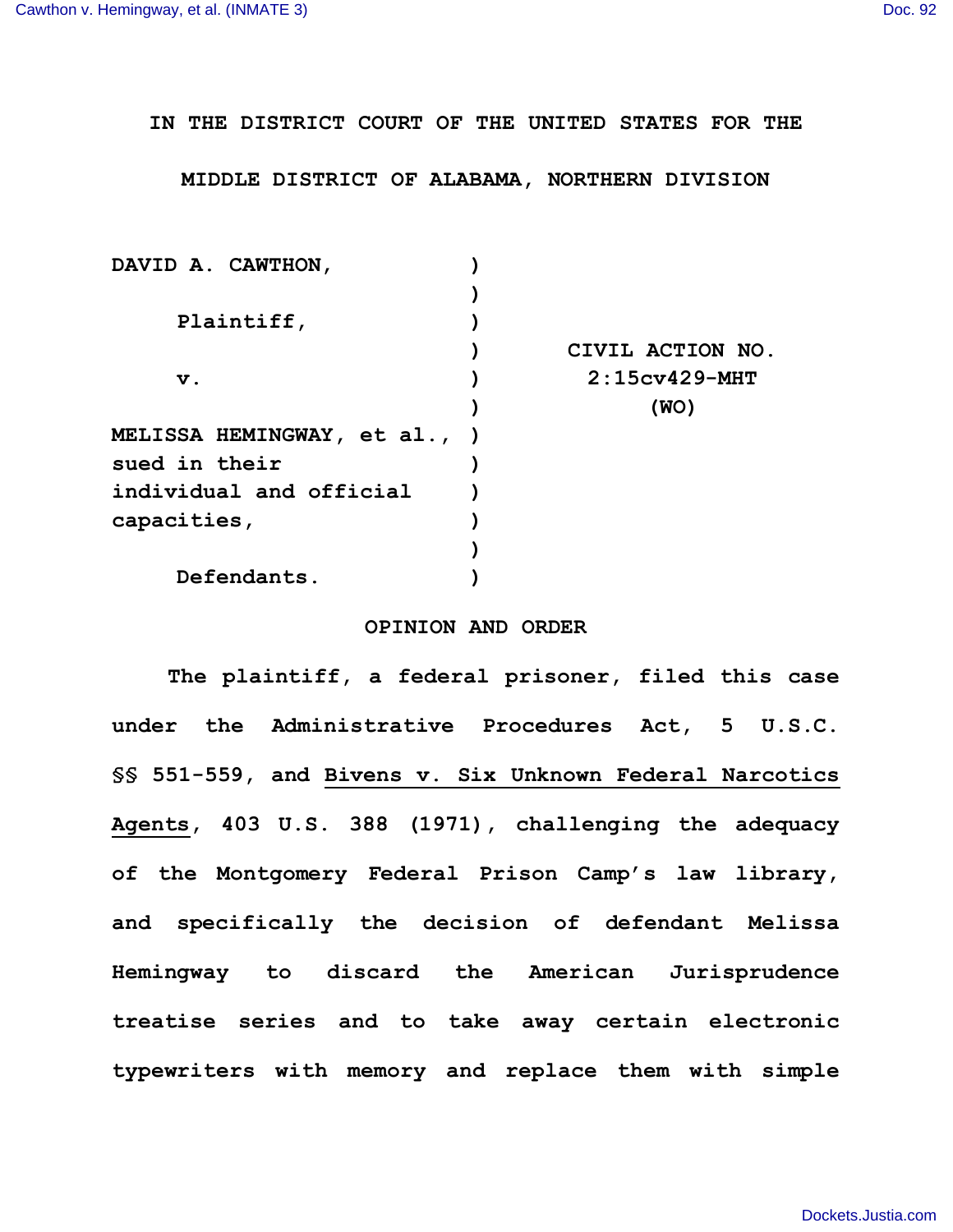IN THE DISTRICT COURT OF THE UNITED STATES FOR THE

MIDDLE DISTRICT OF ALABAMA, NORTHERN DIVISION

| | | |
|---|---|---|
| DAVID A. CAWTHON, | ) | |
| | ) | |
| Plaintiff, | ) | |
| | ) | CIVIL ACTION NO. |
| v. | ) | 2:15cv429-MHT |
| | ) | (WO) |
| MELISSA HEMINGWAY, et al., | ) | |
| sued in their | ) | |
| individual and official | ) | |
| capacities, | ) | |
| | ) | |
| Defendants. | ) | |

## OPINION AND ORDER

The plaintiff, a federal prisoner, filed this case under the Administrative Procedures Act, 5 U.S.C. §§ 551-559, and Bivens v. Six Unknown Federal Narcotics Agents, 403 U.S. 388 (1971), challenging the adequacy of the Montgomery Federal Prison Camp's law library, and specifically the decision of defendant Melissa Hemingway to discard the American Jurisprudence treatise series and to take away certain electronic typewriters with memory and replace them with simple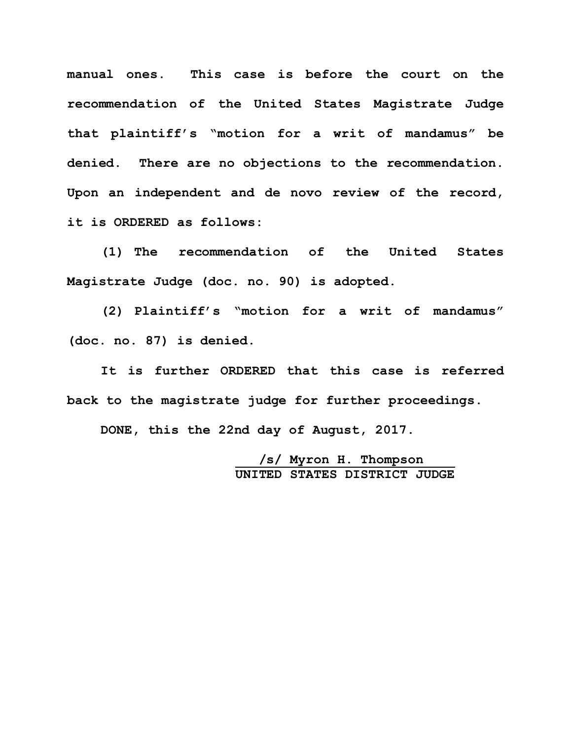manual ones. This case is before the court on the recommendation of the United States Magistrate Judge that plaintiff's "motion for a writ of mandamus" be denied. There are no objections to the recommendation. Upon an independent and de novo review of the record, it is ORDERED as follows:

(1) The recommendation of the United States Magistrate Judge (doc. no. 90) is adopted.

(2) Plaintiff's "motion for a writ of mandamus" (doc. no. 87) is denied.

It is further ORDERED that this case is referred back to the magistrate judge for further proceedings.

DONE, this the 22nd day of August, 2017.

/s/ Myron H. Thompson
UNITED STATES DISTRICT JUDGE